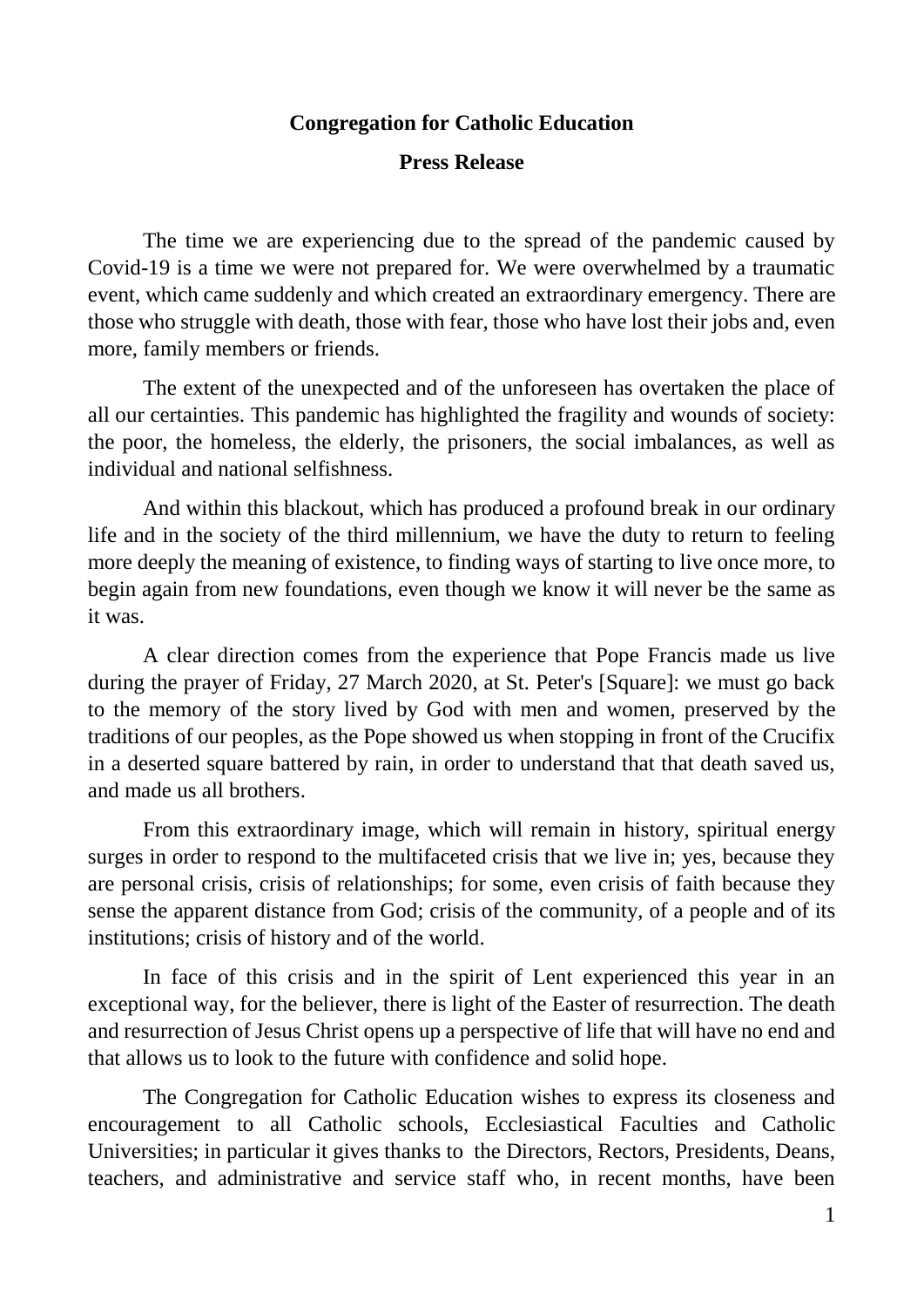**Congregation for Catholic Education**

**Press Release**

The time we are experiencing due to the spread of the pandemic caused by Covid-19 is a time we were not prepared for. We were overwhelmed by a traumatic event, which came suddenly and which created an extraordinary emergency. There are those who struggle with death, those with fear, those who have lost their jobs and, even more, family members or friends.

The extent of the unexpected and of the unforeseen has overtaken the place of all our certainties. This pandemic has highlighted the fragility and wounds of society: the poor, the homeless, the elderly, the prisoners, the social imbalances, as well as individual and national selfishness.

And within this blackout, which has produced a profound break in our ordinary life and in the society of the third millennium, we have the duty to return to feeling more deeply the meaning of existence, to finding ways of starting to live once more, to begin again from new foundations, even though we know it will never be the same as it was.

A clear direction comes from the experience that Pope Francis made us live during the prayer of Friday, 27 March 2020, at St. Peter's [Square]: we must go back to the memory of the story lived by God with men and women, preserved by the traditions of our peoples, as the Pope showed us when stopping in front of the Crucifix in a deserted square battered by rain, in order to understand that that death saved us, and made us all brothers.

From this extraordinary image, which will remain in history, spiritual energy surges in order to respond to the multifaceted crisis that we live in; yes, because they are personal crisis, crisis of relationships; for some, even crisis of faith because they sense the apparent distance from God; crisis of the community, of a people and of its institutions; crisis of history and of the world.

In face of this crisis and in the spirit of Lent experienced this year in an exceptional way, for the believer, there is light of the Easter of resurrection. The death and resurrection of Jesus Christ opens up a perspective of life that will have no end and that allows us to look to the future with confidence and solid hope.

The Congregation for Catholic Education wishes to express its closeness and encouragement to all Catholic schools, Ecclesiastical Faculties and Catholic Universities; in particular it gives thanks to the Directors, Rectors, Presidents, Deans, teachers, and administrative and service staff who, in recent months, have been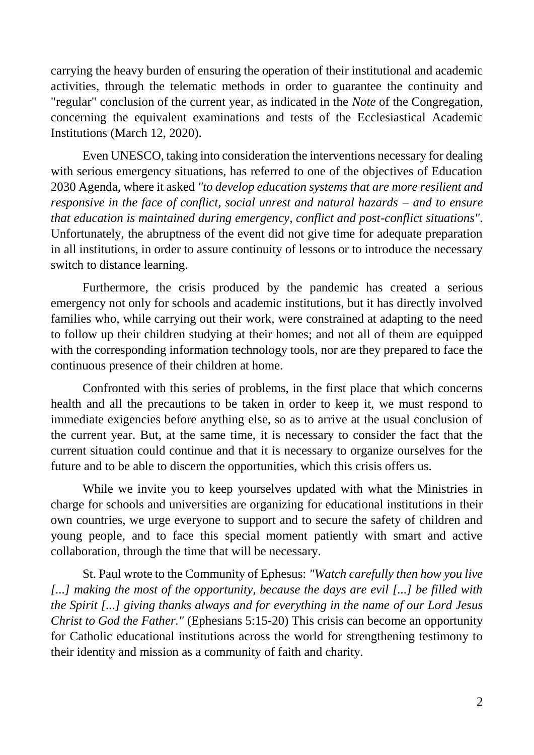carrying the heavy burden of ensuring the operation of their institutional and academic activities, through the telematic methods in order to guarantee the continuity and "regular" conclusion of the current year, as indicated in the *Note* of the Congregation, concerning the equivalent examinations and tests of the Ecclesiastical Academic Institutions (March 12, 2020).

Even UNESCO, taking into consideration the interventions necessary for dealing with serious emergency situations, has referred to one of the objectives of Education 2030 Agenda, where it asked *"to develop education systems that are more resilient and responsive in the face of conflict, social unrest and natural hazards – and to ensure that education is maintained during emergency, conflict and post-conflict situations"*. Unfortunately, the abruptness of the event did not give time for adequate preparation in all institutions, in order to assure continuity of lessons or to introduce the necessary switch to distance learning.

Furthermore, the crisis produced by the pandemic has created a serious emergency not only for schools and academic institutions, but it has directly involved families who, while carrying out their work, were constrained at adapting to the need to follow up their children studying at their homes; and not all of them are equipped with the corresponding information technology tools, nor are they prepared to face the continuous presence of their children at home.

Confronted with this series of problems, in the first place that which concerns health and all the precautions to be taken in order to keep it, we must respond to immediate exigencies before anything else, so as to arrive at the usual conclusion of the current year. But, at the same time, it is necessary to consider the fact that the current situation could continue and that it is necessary to organize ourselves for the future and to be able to discern the opportunities, which this crisis offers us.

While we invite you to keep yourselves updated with what the Ministries in charge for schools and universities are organizing for educational institutions in their own countries, we urge everyone to support and to secure the safety of children and young people, and to face this special moment patiently with smart and active collaboration, through the time that will be necessary.

St. Paul wrote to the Community of Ephesus: *"Watch carefully then how you live [...] making the most of the opportunity, because the days are evil [...] be filled with the Spirit [...] giving thanks always and for everything in the name of our Lord Jesus Christ to God the Father."* (Ephesians 5:15-20) This crisis can become an opportunity for Catholic educational institutions across the world for strengthening testimony to their identity and mission as a community of faith and charity.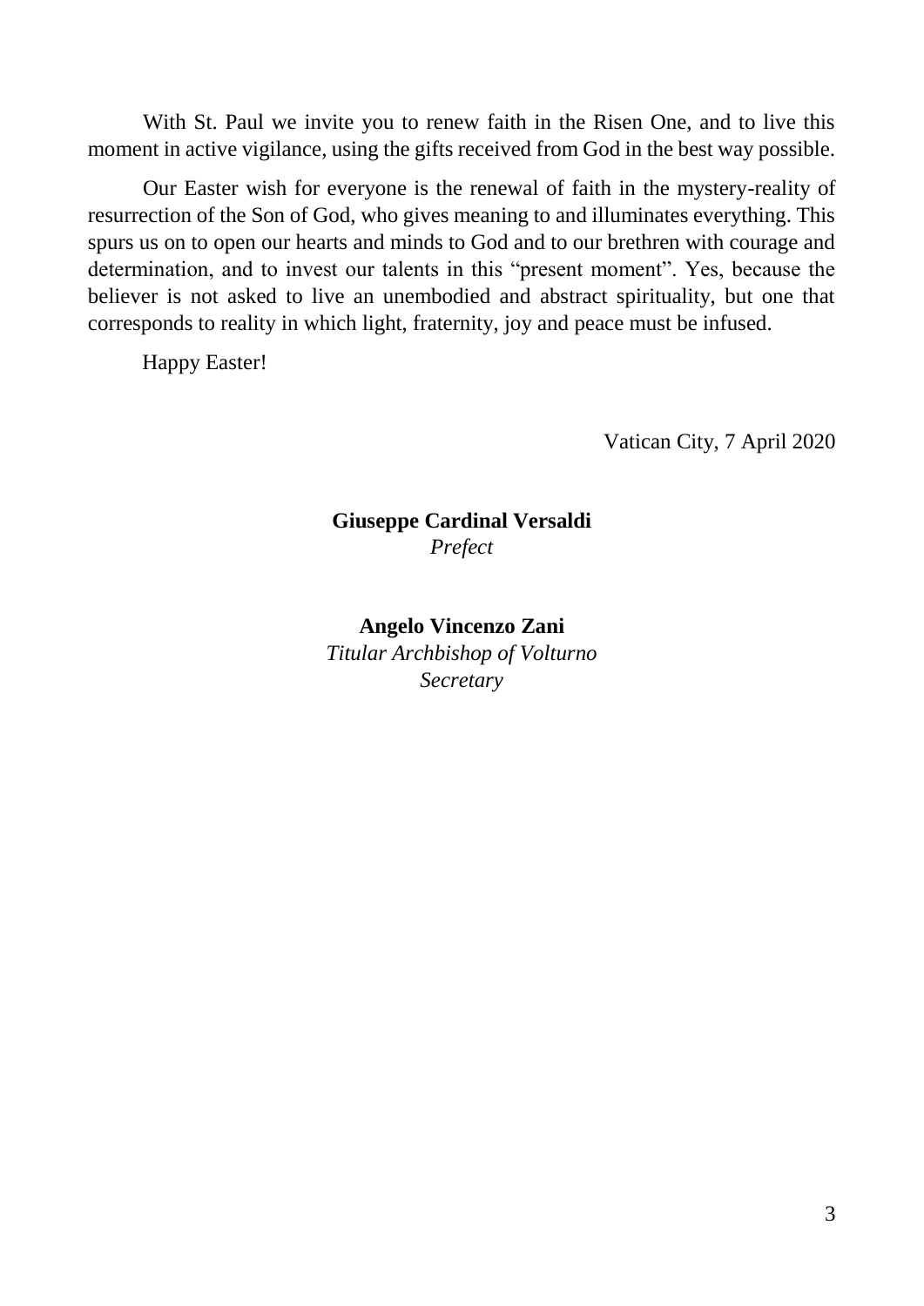With St. Paul we invite you to renew faith in the Risen One, and to live this moment in active vigilance, using the gifts received from God in the best way possible.

Our Easter wish for everyone is the renewal of faith in the mystery-reality of resurrection of the Son of God, who gives meaning to and illuminates everything. This spurs us on to open our hearts and minds to God and to our brethren with courage and determination, and to invest our talents in this "present moment". Yes, because the believer is not asked to live an unembodied and abstract spirituality, but one that corresponds to reality in which light, fraternity, joy and peace must be infused.

Happy Easter!

Vatican City, 7 April 2020

**Giuseppe Cardinal Versaldi**
*Prefect*

**Angelo Vincenzo Zani**
*Titular Archbishop of Volturno*
*Secretary*